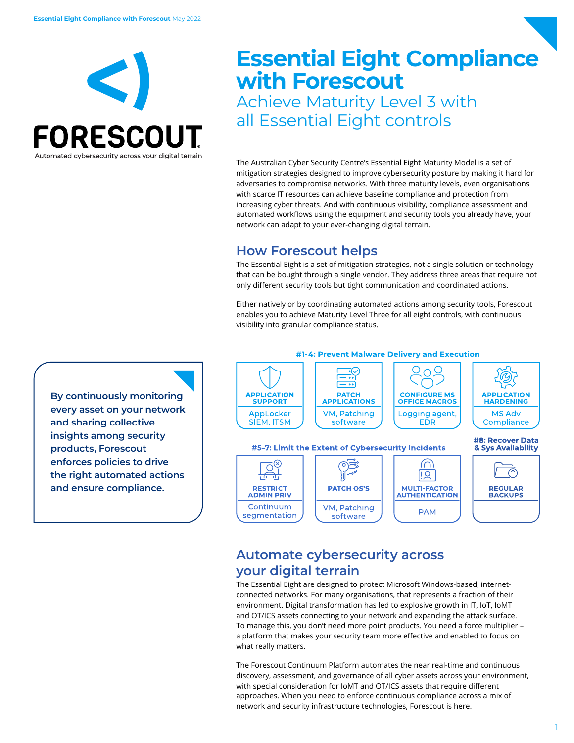# Essential Eight Compliance with Forescout

## Achieve Maturity Level 3 with all Essential Eight controls

FORESCOUT

Automated cybersecurity across your digital terrain

The Australian Cyber Security Centre's Essential Eight Maturity Model is a set of mitigation strategies designed to improve cybersecurity posture by making it hard for adversaries to compromise networks. With three maturity levels, even organisations with scarce IT resources can achieve baseline compliance and protection from increasing cyber threats. And with continuous visibility, compliance assessment and automated workflows using the equipment and security tools you already have, your network can adapt to your ever-changing digital terrain.

## How Forescout helps

The Essential Eight is a set of mitigation strategies, not a single solution or technology that can be bought through a single vendor. They address three areas that require not only different security tools but tight communication and coordinated actions.

Either natively or by coordinating automated actions among security tools, Forescout enables you to achieve Maturity Level Three for all eight controls, with continuous visibility into granular compliance status.

**By continuously monitoring every asset on your network and sharing collective insights among security products, Forescout enforces policies to drive the right automated actions and ensure compliance.**

**#1-4: Prevent Malware Delivery and Execution**

| Control | Tools |
| --- | --- |
| APPLICATION SUPPORT | AppLocker SIEM, ITSM |
| PATCH APPLICATIONS | VM, Patching software |
| CONFIGURE MS OFFICE MACROS | Logging agent, EDR |
| APPLICATION HARDENING | MS Adv Compliance |

**#5-7: Limit the Extent of Cybersecurity Incidents**

| Control | Tools |
| --- | --- |
| RESTRICT ADMIN PRIV | Continuum segmentation |
| PATCH OS'S | VM, Patching software |
| MULTI-FACTOR AUTHENTICATION | PAM |

**#8: Recover Data & Sys Availability**

| Control | Tools |
| --- | --- |
| REGULAR BACKUPS | |

## Automate cybersecurity across your digital terrain

The Essential Eight are designed to protect Microsoft Windows-based, internet-connected networks. For many organisations, that represents a fraction of their environment. Digital transformation has led to explosive growth in IT, IoT, IoMT and OT/ICS assets connecting to your network and expanding the attack surface. To manage this, you don't need more point products. You need a force multiplier – a platform that makes your security team more effective and enabled to focus on what really matters.

The Forescout Continuum Platform automates the near real-time and continuous discovery, assessment, and governance of all cyber assets across your environment, with special consideration for IoMT and OT/ICS assets that require different approaches. When you need to enforce continuous compliance across a mix of network and security infrastructure technologies, Forescout is here.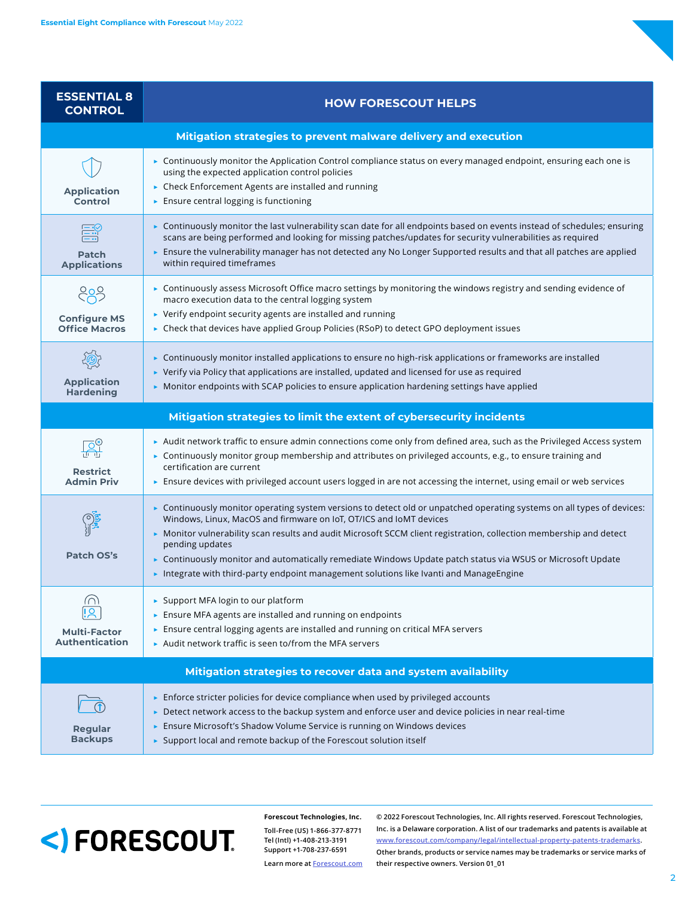| ESSENTIAL 8 CONTROL | HOW FORESCOUT HELPS |
| --- | --- |
| **Mitigation strategies to prevent malware delivery and execution** | |
| Application Control | ▸ Continuously monitor the Application Control compliance status on every managed endpoint, ensuring each one is using the expected application control policies<br>▸ Check Enforcement Agents are installed and running<br>▸ Ensure central logging is functioning |
| Patch Applications | ▸ Continuously monitor the last vulnerability scan date for all endpoints based on events instead of schedules; ensuring scans are being performed and looking for missing patches/updates for security vulnerabilities as required<br>▸ Ensure the vulnerability manager has not detected any No Longer Supported results and that all patches are applied within required timeframes |
| Configure MS Office Macros | ▸ Continuously assess Microsoft Office macro settings by monitoring the windows registry and sending evidence of macro execution data to the central logging system<br>▸ Verify endpoint security agents are installed and running<br>▸ Check that devices have applied Group Policies (RSoP) to detect GPO deployment issues |
| Application Hardening | ▸ Continuously monitor installed applications to ensure no high-risk applications or frameworks are installed<br>▸ Verify via Policy that applications are installed, updated and licensed for use as required<br>▸ Monitor endpoints with SCAP policies to ensure application hardening settings have applied |
| **Mitigation strategies to limit the extent of cybersecurity incidents** | |
| Restrict Admin Priv | ▸ Audit network traffic to ensure admin connections come only from defined area, such as the Privileged Access system<br>▸ Continuously monitor group membership and attributes on privileged accounts, e.g., to ensure training and certification are current<br>▸ Ensure devices with privileged account users logged in are not accessing the internet, using email or web services |
| Patch OS's | ▸ Continuously monitor operating system versions to detect old or unpatched operating systems on all types of devices: Windows, Linux, MacOS and firmware on IoT, OT/ICS and IoMT devices<br>▸ Monitor vulnerability scan results and audit Microsoft SCCM client registration, collection membership and detect pending updates<br>▸ Continuously monitor and automatically remediate Windows Update patch status via WSUS or Microsoft Update<br>▸ Integrate with third-party endpoint management solutions like Ivanti and ManageEngine |
| Multi-Factor Authentication | ▸ Support MFA login to our platform<br>▸ Ensure MFA agents are installed and running on endpoints<br>▸ Ensure central logging agents are installed and running on critical MFA servers<br>▸ Audit network traffic is seen to/from the MFA servers |
| **Mitigation strategies to recover data and system availability** | |
| Regular Backups | ▸ Enforce stricter policies for device compliance when used by privileged accounts<br>▸ Detect network access to the backup system and enforce user and device policies in near real-time<br>▸ Ensure Microsoft's Shadow Volume Service is running on Windows devices<br>▸ Support local and remote backup of the Forescout solution itself |

FORESCOUT

**Forescout Technologies, Inc.**

Toll-Free (US) 1-866-377-8771
Tel (Intl) +1-408-213-3191
Support +1-708-237-6591

Learn more at [Forescout.com](https://www.forescout.com)

© 2022 Forescout Technologies, Inc. All rights reserved. Forescout Technologies, Inc. is a Delaware corporation. A list of our trademarks and patents is available at [www.forescout.com/company/legal/intellectual-property-patents-trademarks](https://www.forescout.com/company/legal/intellectual-property-patents-trademarks). Other brands, products or service names may be trademarks or service marks of their respective owners. Version 01_01